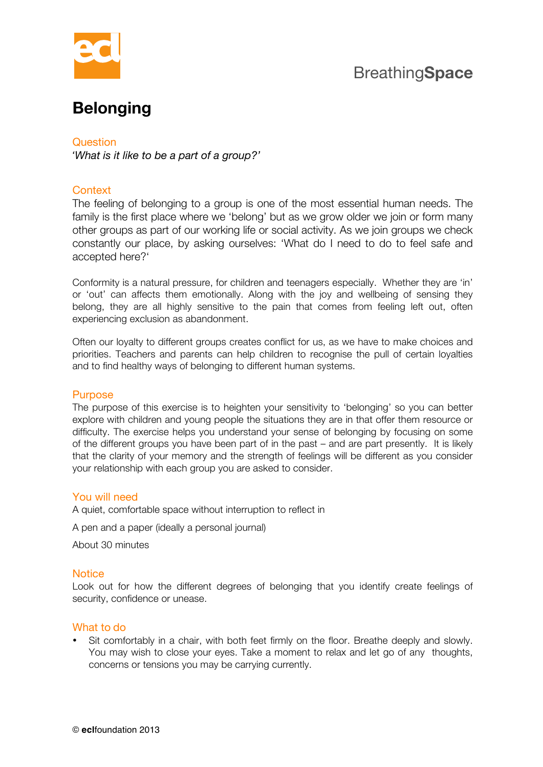BreathingSpace

# Belonging

## Question

*'What is it like to be a part of a group?'*

## Context

The feeling of belonging to a group is one of the most essential human needs. The family is the first place where we 'belong' but as we grow older we join or form many other groups as part of our working life or social activity. As we join groups we check constantly our place, by asking ourselves: 'What do I need to do to feel safe and accepted here?'

Conformity is a natural pressure, for children and teenagers especially. Whether they are 'in' or 'out' can affects them emotionally. Along with the joy and wellbeing of sensing they belong, they are all highly sensitive to the pain that comes from feeling left out, often experiencing exclusion as abandonment.

Often our loyalty to different groups creates conflict for us, as we have to make choices and priorities. Teachers and parents can help children to recognise the pull of certain loyalties and to find healthy ways of belonging to different human systems.

## Purpose

The purpose of this exercise is to heighten your sensitivity to 'belonging' so you can better explore with children and young people the situations they are in that offer them resource or difficulty. The exercise helps you understand your sense of belonging by focusing on some of the different groups you have been part of in the past – and are part presently. It is likely that the clarity of your memory and the strength of feelings will be different as you consider your relationship with each group you are asked to consider.

## You will need

A quiet, comfortable space without interruption to reflect in

A pen and a paper (ideally a personal journal)

About 30 minutes

## Notice

Look out for how the different degrees of belonging that you identify create feelings of security, confidence or unease.

## What to do

- Sit comfortably in a chair, with both feet firmly on the floor. Breathe deeply and slowly. You may wish to close your eyes. Take a moment to relax and let go of any thoughts, concerns or tensions you may be carrying currently.

© **ecl**foundation 2013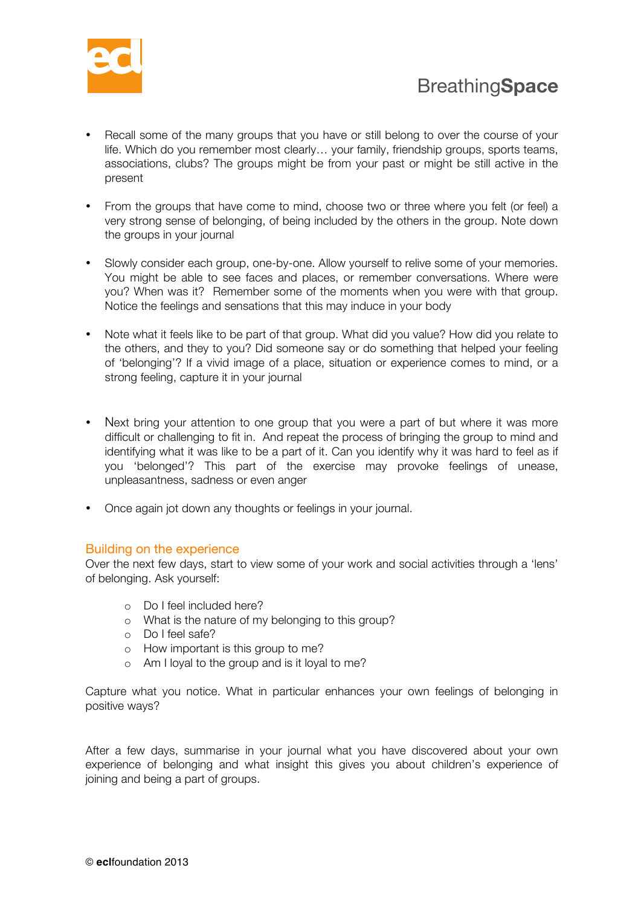- Recall some of the many groups that you have or still belong to over the course of your life. Which do you remember most clearly… your family, friendship groups, sports teams, associations, clubs? The groups might be from your past or might be still active in the present

- From the groups that have come to mind, choose two or three where you felt (or feel) a very strong sense of belonging, of being included by the others in the group. Note down the groups in your journal

- Slowly consider each group, one-by-one. Allow yourself to relive some of your memories. You might be able to see faces and places, or remember conversations. Where were you? When was it? Remember some of the moments when you were with that group. Notice the feelings and sensations that this may induce in your body

- Note what it feels like to be part of that group. What did you value? How did you relate to the others, and they to you? Did someone say or do something that helped your feeling of 'belonging'? If a vivid image of a place, situation or experience comes to mind, or a strong feeling, capture it in your journal

- Next bring your attention to one group that you were a part of but where it was more difficult or challenging to fit in. And repeat the process of bringing the group to mind and identifying what it was like to be a part of it. Can you identify why it was hard to feel as if you 'belonged'? This part of the exercise may provoke feelings of unease, unpleasantness, sadness or even anger

- Once again jot down any thoughts or feelings in your journal.

## Building on the experience

Over the next few days, start to view some of your work and social activities through a 'lens' of belonging. Ask yourself:

- Do I feel included here?
- What is the nature of my belonging to this group?
- Do I feel safe?
- How important is this group to me?
- Am I loyal to the group and is it loyal to me?

Capture what you notice. What in particular enhances your own feelings of belonging in positive ways?

After a few days, summarise in your journal what you have discovered about your own experience of belonging and what insight this gives you about children's experience of joining and being a part of groups.